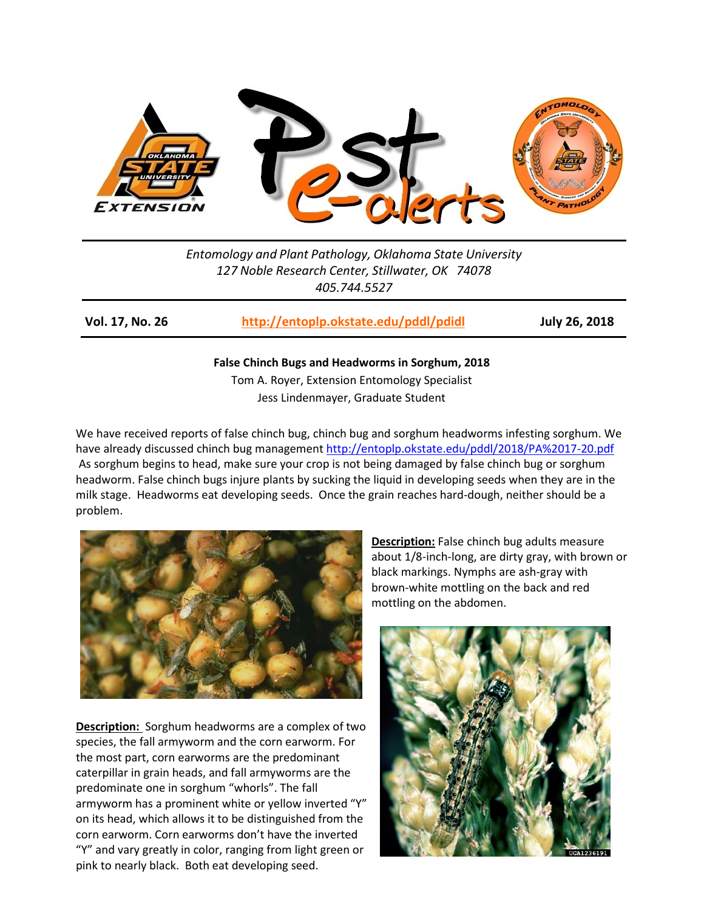*Entomology and Plant Pathology, Oklahoma State University*
*127 Noble Research Center, Stillwater, OK 74078*
*405.744.5527*

**Vol. 17, No. 26** http://entoplp.okstate.edu/pddl/pdidl **July 26, 2018**

## False Chinch Bugs and Headworms in Sorghum, 2018

Tom A. Royer, Extension Entomology Specialist
Jess Lindenmayer, Graduate Student

We have received reports of false chinch bug, chinch bug and sorghum headworms infesting sorghum. We have already discussed chinch bug management http://entoplp.okstate.edu/pddl/2018/PA%2017-20.pdf As sorghum begins to head, make sure your crop is not being damaged by false chinch bug or sorghum headworm. False chinch bugs injure plants by sucking the liquid in developing seeds when they are in the milk stage. Headworms eat developing seeds. Once the grain reaches hard-dough, neither should be a problem.

**Description:** False chinch bug adults measure about 1/8-inch-long, are dirty gray, with brown or black markings. Nymphs are ash-gray with brown-white mottling on the back and red mottling on the abdomen.

**Description:** Sorghum headworms are a complex of two species, the fall armyworm and the corn earworm. For the most part, corn earworms are the predominant caterpillar in grain heads, and fall armyworms are the predominate one in sorghum "whorls". The fall armyworm has a prominent white or yellow inverted "Y" on its head, which allows it to be distinguished from the corn earworm. Corn earworms don't have the inverted "Y" and vary greatly in color, ranging from light green or pink to nearly black. Both eat developing seed.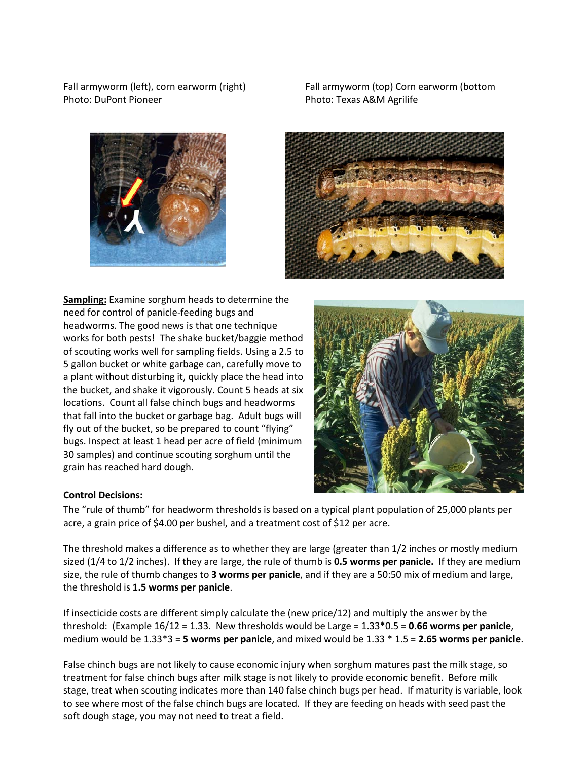Fall armyworm (left), corn earworm (right)
Photo: DuPont Pioneer

Fall armyworm (top) Corn earworm (bottom
Photo: Texas A&M Agrilife

**Sampling:** Examine sorghum heads to determine the need for control of panicle-feeding bugs and headworms. The good news is that one technique works for both pests! The shake bucket/baggie method of scouting works well for sampling fields. Using a 2.5 to 5 gallon bucket or white garbage can, carefully move to a plant without disturbing it, quickly place the head into the bucket, and shake it vigorously. Count 5 heads at six locations. Count all false chinch bugs and headworms that fall into the bucket or garbage bag. Adult bugs will fly out of the bucket, so be prepared to count "flying" bugs. Inspect at least 1 head per acre of field (minimum 30 samples) and continue scouting sorghum until the grain has reached hard dough.

**Control Decisions:**

The "rule of thumb" for headworm thresholds is based on a typical plant population of 25,000 plants per acre, a grain price of $4.00 per bushel, and a treatment cost of $12 per acre.

The threshold makes a difference as to whether they are large (greater than 1/2 inches or mostly medium sized (1/4 to 1/2 inches). If they are large, the rule of thumb is **0.5 worms per panicle.** If they are medium size, the rule of thumb changes to **3 worms per panicle**, and if they are a 50:50 mix of medium and large, the threshold is **1.5 worms per panicle**.

If insecticide costs are different simply calculate the (new price/12) and multiply the answer by the threshold: (Example 16/12 = 1.33. New thresholds would be Large = 1.33*0.5 = **0.66 worms per panicle**, medium would be 1.33*3 = **5 worms per panicle**, and mixed would be 1.33 * 1.5 = **2.65 worms per panicle**.

False chinch bugs are not likely to cause economic injury when sorghum matures past the milk stage, so treatment for false chinch bugs after milk stage is not likely to provide economic benefit. Before milk stage, treat when scouting indicates more than 140 false chinch bugs per head. If maturity is variable, look to see where most of the false chinch bugs are located. If they are feeding on heads with seed past the soft dough stage, you may not need to treat a field.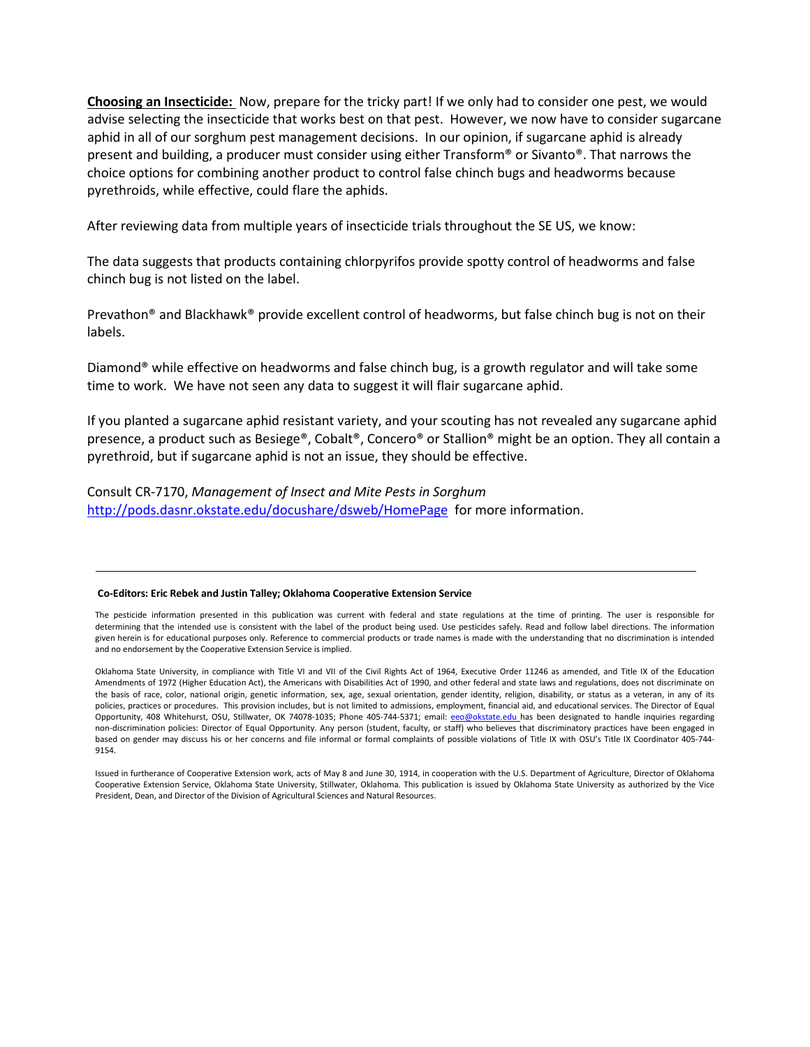**Choosing an Insecticide:** Now, prepare for the tricky part! If we only had to consider one pest, we would advise selecting the insecticide that works best on that pest. However, we now have to consider sugarcane aphid in all of our sorghum pest management decisions. In our opinion, if sugarcane aphid is already present and building, a producer must consider using either Transform® or Sivanto®. That narrows the choice options for combining another product to control false chinch bugs and headworms because pyrethroids, while effective, could flare the aphids.

After reviewing data from multiple years of insecticide trials throughout the SE US, we know:

The data suggests that products containing chlorpyrifos provide spotty control of headworms and false chinch bug is not listed on the label.

Prevathon® and Blackhawk® provide excellent control of headworms, but false chinch bug is not on their labels.

Diamond® while effective on headworms and false chinch bug, is a growth regulator and will take some time to work. We have not seen any data to suggest it will flair sugarcane aphid.

If you planted a sugarcane aphid resistant variety, and your scouting has not revealed any sugarcane aphid presence, a product such as Besiege®, Cobalt®, Concero® or Stallion® might be an option. They all contain a pyrethroid, but if sugarcane aphid is not an issue, they should be effective.

Consult CR-7170, *Management of Insect and Mite Pests in Sorghum* [http://pods.dasnr.okstate.edu/docushare/dsweb/HomePage](http://pods.dasnr.okstate.edu/docushare/dsweb/HomePage) for more information.

---

**Co-Editors: Eric Rebek and Justin Talley; Oklahoma Cooperative Extension Service**

The pesticide information presented in this publication was current with federal and state regulations at the time of printing. The user is responsible for determining that the intended use is consistent with the label of the product being used. Use pesticides safely. Read and follow label directions. The information given herein is for educational purposes only. Reference to commercial products or trade names is made with the understanding that no discrimination is intended and no endorsement by the Cooperative Extension Service is implied.

Oklahoma State University, in compliance with Title VI and VII of the Civil Rights Act of 1964, Executive Order 11246 as amended, and Title IX of the Education Amendments of 1972 (Higher Education Act), the Americans with Disabilities Act of 1990, and other federal and state laws and regulations, does not discriminate on the basis of race, color, national origin, genetic information, sex, age, sexual orientation, gender identity, religion, disability, or status as a veteran, in any of its policies, practices or procedures. This provision includes, but is not limited to admissions, employment, financial aid, and educational services. The Director of Equal Opportunity, 408 Whitehurst, OSU, Stillwater, OK 74078-1035; Phone 405-744-5371; email: eeo@okstate.edu has been designated to handle inquiries regarding non-discrimination policies: Director of Equal Opportunity. Any person (student, faculty, or staff) who believes that discriminatory practices have been engaged in based on gender may discuss his or her concerns and file informal or formal complaints of possible violations of Title IX with OSU's Title IX Coordinator 405-744-9154.

Issued in furtherance of Cooperative Extension work, acts of May 8 and June 30, 1914, in cooperation with the U.S. Department of Agriculture, Director of Oklahoma Cooperative Extension Service, Oklahoma State University, Stillwater, Oklahoma. This publication is issued by Oklahoma State University as authorized by the Vice President, Dean, and Director of the Division of Agricultural Sciences and Natural Resources.